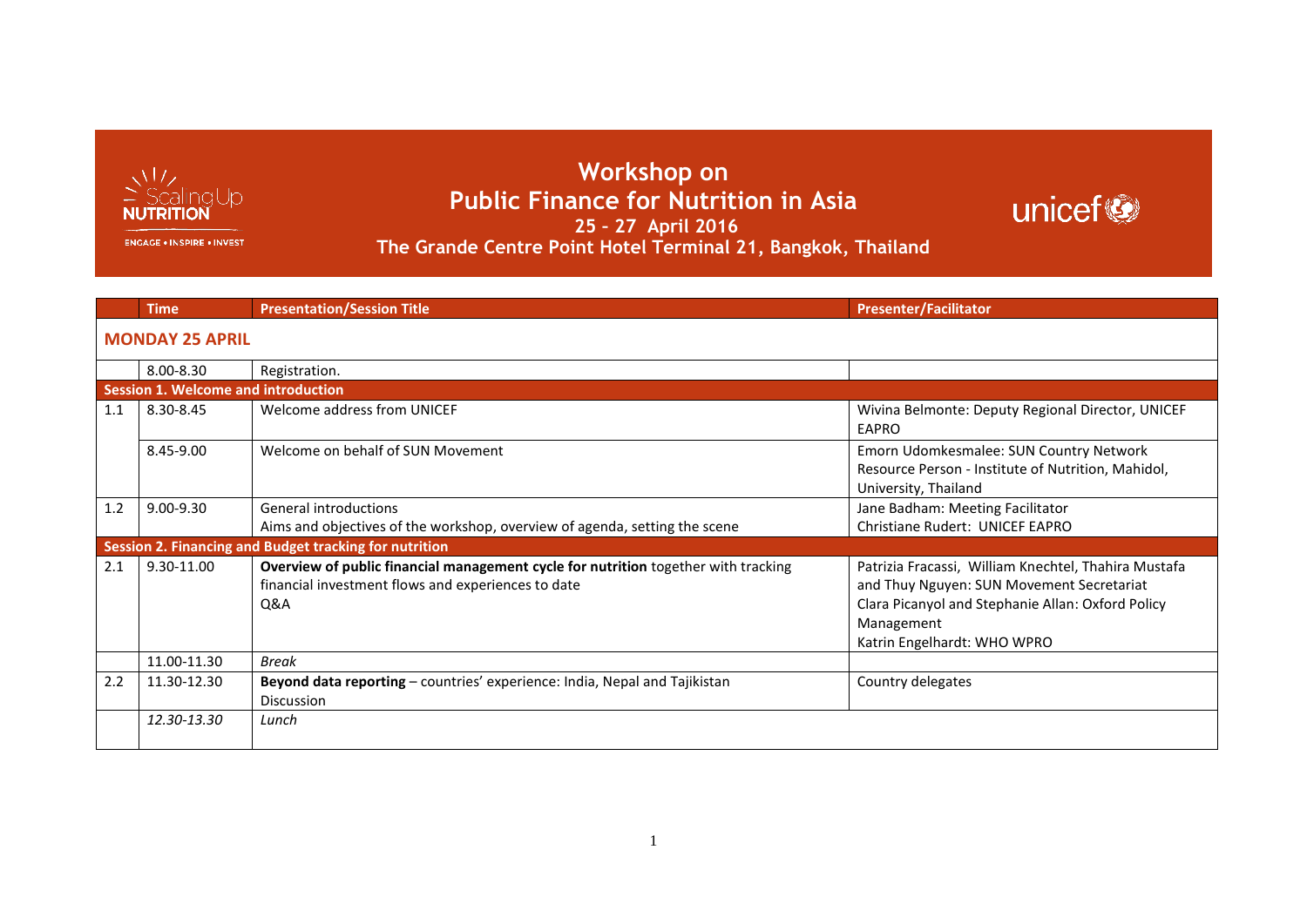# Workshop on Public Finance for Nutrition in Asia

## 25 – 27 April 2016

## The Grande Centre Point Hotel Terminal 21, Bangkok, Thailand

| | Time | Presentation/Session Title | Presenter/Facilitator |
|---|---|---|---|
| **MONDAY 25 APRIL** | | | |
| | 8.00-8.30 | Registration. | |
| **Session 1. Welcome and introduction** | | | |
| 1.1 | 8.30-8.45 | Welcome address from UNICEF | Wivina Belmonte: Deputy Regional Director, UNICEF EAPRO |
| | 8.45-9.00 | Welcome on behalf of SUN Movement | Emorn Udomkesmalee: SUN Country Network Resource Person - Institute of Nutrition, Mahidol, University, Thailand |
| 1.2 | 9.00-9.30 | General introductions<br>Aims and objectives of the workshop, overview of agenda, setting the scene | Jane Badham: Meeting Facilitator<br>Christiane Rudert: UNICEF EAPRO |
| **Session 2. Financing and Budget tracking for nutrition** | | | |
| 2.1 | 9.30-11.00 | **Overview of public financial management cycle for nutrition** together with tracking financial investment flows and experiences to date<br>Q&A | Patrizia Fracassi, William Knechtel, Thahira Mustafa and Thuy Nguyen: SUN Movement Secretariat<br>Clara Picanyol and Stephanie Allan: Oxford Policy Management<br>Katrin Engelhardt: WHO WPRO |
| | 11.00-11.30 | *Break* | |
| 2.2 | 11.30-12.30 | **Beyond data reporting** – countries' experience: India, Nepal and Tajikistan<br>Discussion | Country delegates |
| | *12.30-13.30* | *Lunch* | |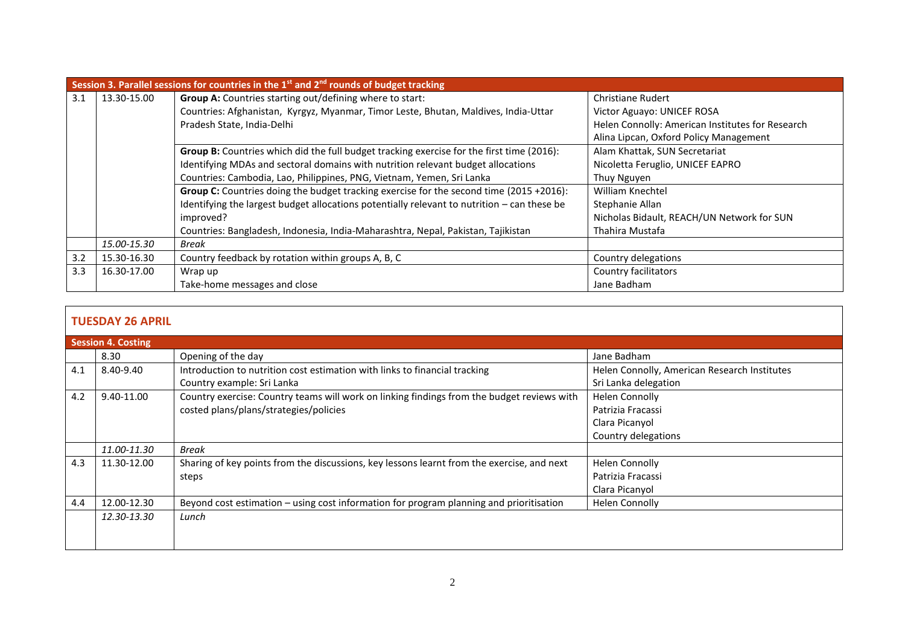| Session 3. Parallel sessions for countries in the 1st and 2nd rounds of budget tracking | | | |
|---|---|---|---|
| 3.1 | 13.30-15.00 | **Group A:** Countries starting out/defining where to start:<br>Countries: Afghanistan, Kyrgyz, Myanmar, Timor Leste, Bhutan, Maldives, India-Uttar Pradesh State, India-Delhi | Christiane Rudert<br>Victor Aguayo: UNICEF ROSA<br>Helen Connolly: American Institutes for Research<br>Alina Lipcan, Oxford Policy Management |
| | | **Group B:** Countries which did the full budget tracking exercise for the first time (2016):<br>Identifying MDAs and sectoral domains with nutrition relevant budget allocations<br>Countries: Cambodia, Lao, Philippines, PNG, Vietnam, Yemen, Sri Lanka | Alam Khattak, SUN Secretariat<br>Nicoletta Feruglio, UNICEF EAPRO<br>Thuy Nguyen |
| | | **Group C:** Countries doing the budget tracking exercise for the second time (2015 +2016):<br>Identifying the largest budget allocations potentially relevant to nutrition – can these be improved?<br>Countries: Bangladesh, Indonesia, India-Maharashtra, Nepal, Pakistan, Tajikistan | William Knechtel<br>Stephanie Allan<br>Nicholas Bidault, REACH/UN Network for SUN<br>Thahira Mustafa |
| | *15.00-15.30* | *Break* | |
| 3.2 | 15.30-16.30 | Country feedback by rotation within groups A, B, C | Country delegations |
| 3.3 | 16.30-17.00 | Wrap up<br>Take-home messages and close | Country facilitators<br>Jane Badham |

## TUESDAY 26 APRIL

| Session 4. Costing | | | |
|---|---|---|---|
| | 8.30 | Opening of the day | Jane Badham |
| 4.1 | 8.40-9.40 | Introduction to nutrition cost estimation with links to financial tracking<br>Country example: Sri Lanka | Helen Connolly, American Research Institutes<br>Sri Lanka delegation |
| 4.2 | 9.40-11.00 | Country exercise: Country teams will work on linking findings from the budget reviews with costed plans/plans/strategies/policies | Helen Connolly<br>Patrizia Fracassi<br>Clara Picanyol<br>Country delegations |
| | *11.00-11.30* | *Break* | |
| 4.3 | 11.30-12.00 | Sharing of key points from the discussions, key lessons learnt from the exercise, and next steps | Helen Connolly<br>Patrizia Fracassi<br>Clara Picanyol |
| 4.4 | 12.00-12.30 | Beyond cost estimation – using cost information for program planning and prioritisation | Helen Connolly |
| | *12.30-13.30* | *Lunch* | |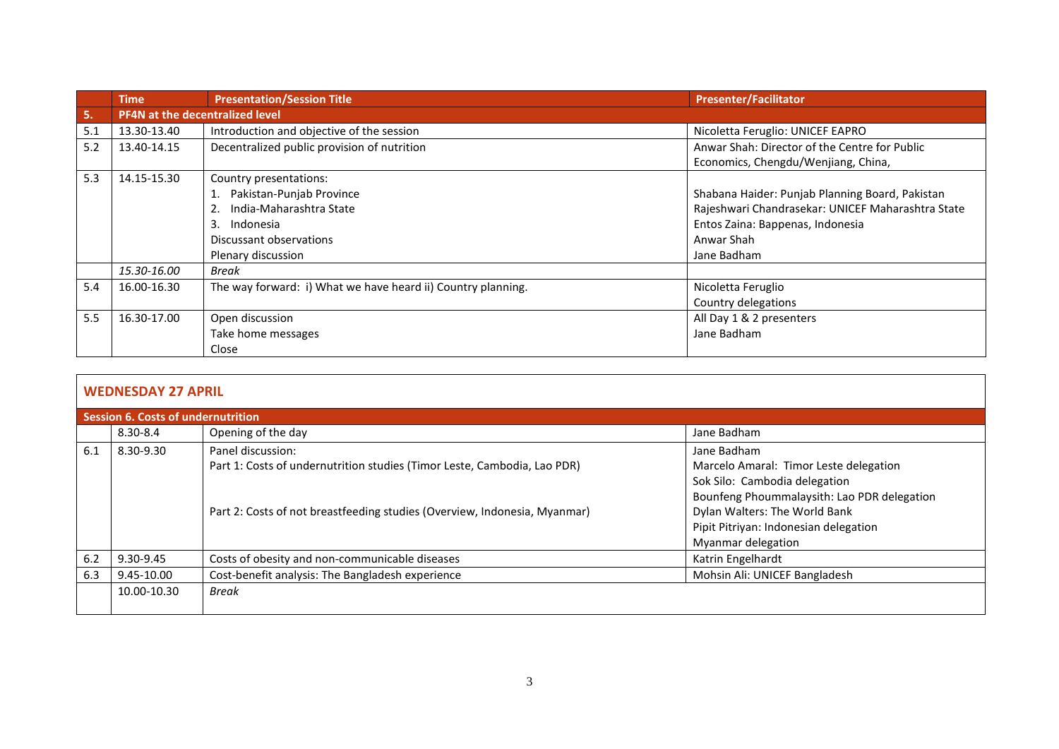| | Time | Presentation/Session Title | Presenter/Facilitator |
|---|---|---|---|
| **5.** | **PF4N at the decentralized level** | | |
| 5.1 | 13.30-13.40 | Introduction and objective of the session | Nicoletta Feruglio: UNICEF EAPRO |
| 5.2 | 13.40-14.15 | Decentralized public provision of nutrition | Anwar Shah: Director of the Centre for Public Economics, Chengdu/Wenjiang, China, |
| 5.3 | 14.15-15.30 | Country presentations:<br>1. Pakistan-Punjab Province<br>2. India-Maharashtra State<br>3. Indonesia<br>Discussant observations<br>Plenary discussion | <br>Shabana Haider: Punjab Planning Board, Pakistan<br>Rajeshwari Chandrasekar: UNICEF Maharashtra State<br>Entos Zaina: Bappenas, Indonesia<br>Anwar Shah<br>Jane Badham |
| | *15.30-16.00* | *Break* | |
| 5.4 | 16.00-16.30 | The way forward: i) What we have heard ii) Country planning. | Nicoletta Feruglio<br>Country delegations |
| 5.5 | 16.30-17.00 | Open discussion<br>Take home messages<br>Close | All Day 1 & 2 presenters<br>Jane Badham |

## WEDNESDAY 27 APRIL

| | | | |
|---|---|---|---|
| **Session 6. Costs of undernutrition** | | | |
| | 8.30-8.4 | Opening of the day | Jane Badham |
| 6.1 | 8.30-9.30 | Panel discussion:<br>Part 1: Costs of undernutrition studies (Timor Leste, Cambodia, Lao PDR)<br><br><br>Part 2: Costs of not breastfeeding studies (Overview, Indonesia, Myanmar) | Jane Badham<br>Marcelo Amaral: Timor Leste delegation<br>Sok Silo: Cambodia delegation<br>Bounfeng Phoummalaysith: Lao PDR delegation<br>Dylan Walters: The World Bank<br>Pipit Pitriyan: Indonesian delegation<br>Myanmar delegation |
| 6.2 | 9.30-9.45 | Costs of obesity and non-communicable diseases | Katrin Engelhardt |
| 6.3 | 9.45-10.00 | Cost-benefit analysis: The Bangladesh experience | Mohsin Ali: UNICEF Bangladesh |
| | 10.00-10.30 | *Break* | |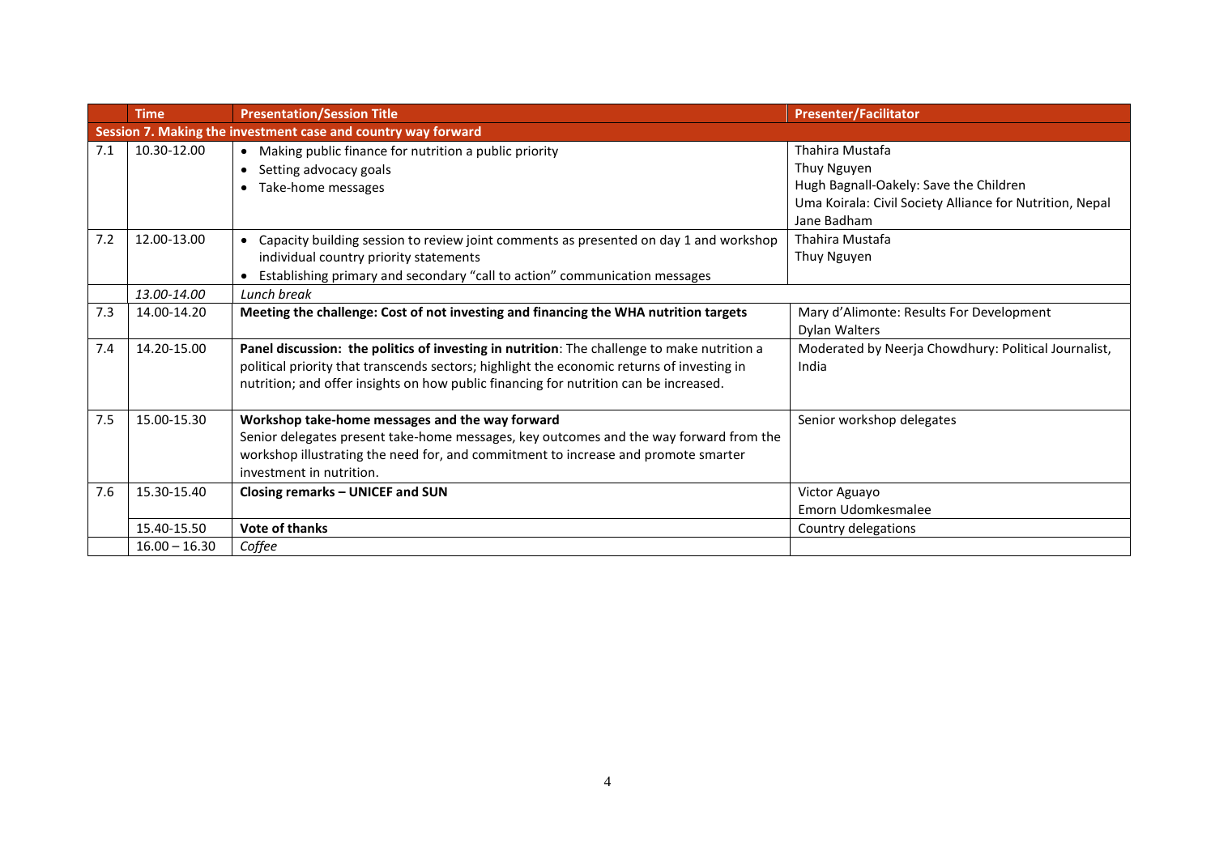| | Time | Presentation/Session Title | Presenter/Facilitator |
|---|---|---|---|
| **Session 7. Making the investment case and country way forward** | | | |
| 7.1 | 10.30-12.00 | • Making public finance for nutrition a public priority<br>• Setting advocacy goals<br>• Take-home messages | Thahira Mustafa<br>Thuy Nguyen<br>Hugh Bagnall-Oakely: Save the Children<br>Uma Koirala: Civil Society Alliance for Nutrition, Nepal<br>Jane Badham |
| 7.2 | 12.00-13.00 | • Capacity building session to review joint comments as presented on day 1 and workshop individual country priority statements<br>• Establishing primary and secondary "call to action" communication messages | Thahira Mustafa<br>Thuy Nguyen |
| | *13.00-14.00* | *Lunch break* | |
| 7.3 | 14.00-14.20 | **Meeting the challenge: Cost of not investing and financing the WHA nutrition targets** | Mary d'Alimonte: Results For Development<br>Dylan Walters |
| 7.4 | 14.20-15.00 | **Panel discussion: the politics of investing in nutrition**: The challenge to make nutrition a political priority that transcends sectors; highlight the economic returns of investing in nutrition; and offer insights on how public financing for nutrition can be increased. | Moderated by Neerja Chowdhury: Political Journalist, India |
| 7.5 | 15.00-15.30 | **Workshop take-home messages and the way forward**<br>Senior delegates present take-home messages, key outcomes and the way forward from the workshop illustrating the need for, and commitment to increase and promote smarter investment in nutrition. | Senior workshop delegates |
| 7.6 | 15.30-15.40 | **Closing remarks – UNICEF and SUN** | Victor Aguayo<br>Emorn Udomkesmalee |
| | 15.40-15.50 | **Vote of thanks** | Country delegations |
| | 16.00 – 16.30 | *Coffee* | |